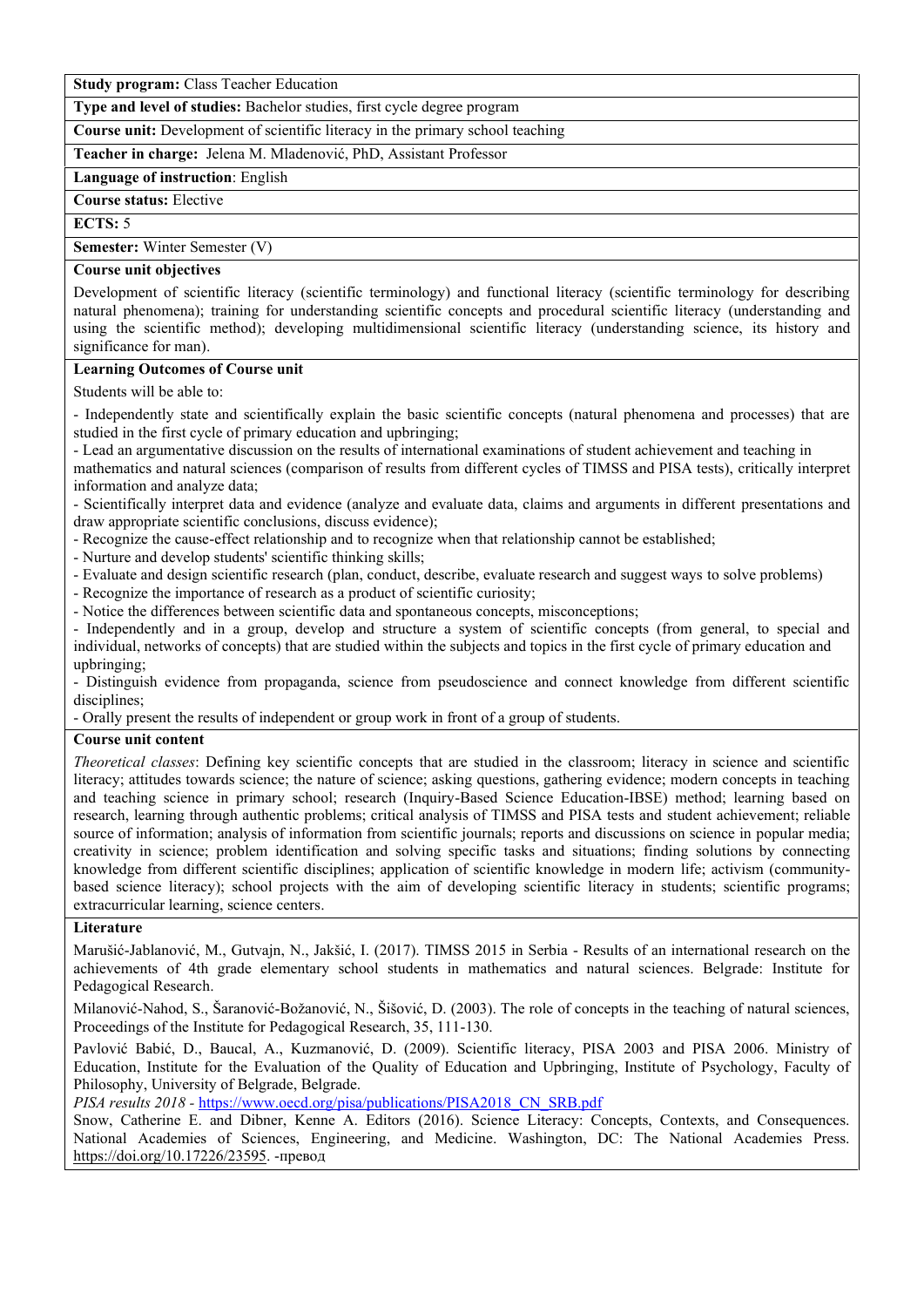**Study program:** Class Teacher Education

**Type and level of studies:** Bachelor studies, first cycle degree program

**Course unit:** Development of scientific literacy in the primary school teaching

**Teacher in charge:** Jelena M. Mladenović, PhD, Assistant Professor

**Language of instruction**: English

**Course status:** Elective

**ECTS:** 5

**Semester:** Winter Semester (V)

**Course unit objectives**

Development of scientific literacy (scientific terminology) and functional literacy (scientific terminology for describing natural phenomena); training for understanding scientific concepts and procedural scientific literacy (understanding and using the scientific method); developing multidimensional scientific literacy (understanding science, its history and significance for man).

**Learning Outcomes of Course unit**

Students will be able to:

- Independently state and scientifically explain the basic scientific concepts (natural phenomena and processes) that are studied in the first cycle of primary education and upbringing;
- Lead an argumentative discussion on the results of international examinations of student achievement and teaching in mathematics and natural sciences (comparison of results from different cycles of TIMSS and PISA tests), critically interpret information and analyze data;
- Scientifically interpret data and evidence (analyze and evaluate data, claims and arguments in different presentations and draw appropriate scientific conclusions, discuss evidence);
- Recognize the cause-effect relationship and to recognize when that relationship cannot be established;
- Nurture and develop students' scientific thinking skills;
- Evaluate and design scientific research (plan, conduct, describe, evaluate research and suggest ways to solve problems)
- Recognize the importance of research as a product of scientific curiosity;
- Notice the differences between scientific data and spontaneous concepts, misconceptions;
- Independently and in a group, develop and structure a system of scientific concepts (from general, to special and individual, networks of concepts) that are studied within the subjects and topics in the first cycle of primary education and upbringing;
- Distinguish evidence from propaganda, science from pseudoscience and connect knowledge from different scientific disciplines;
- Orally present the results of independent or group work in front of a group of students.

**Course unit content**

*Theoretical classes*: Defining key scientific concepts that are studied in the classroom; literacy in science and scientific literacy; attitudes towards science; the nature of science; asking questions, gathering evidence; modern concepts in teaching and teaching science in primary school; research (Inquiry-Based Science Education-IBSE) method; learning based on research, learning through authentic problems; critical analysis of TIMSS and PISA tests and student achievement; reliable source of information; analysis of information from scientific journals; reports and discussions on science in popular media; creativity in science; problem identification and solving specific tasks and situations; finding solutions by connecting knowledge from different scientific disciplines; application of scientific knowledge in modern life; activism (community-based science literacy); school projects with the aim of developing scientific literacy in students; scientific programs; extracurricular learning, science centers.

**Literature**

Marušić-Jablanović, M., Gutvajn, N., Jakšić, I. (2017). TIMSS 2015 in Serbia - Results of an international research on the achievements of 4th grade elementary school students in mathematics and natural sciences. Belgrade: Institute for Pedagogical Research.

Milanović-Nahod, S., Šaranović-Božanović, N., Šišović, D. (2003). The role of concepts in the teaching of natural sciences, Proceedings of the Institute for Pedagogical Research, 35, 111-130.

Pavlović Babić, D., Baucal, A., Kuzmanović, D. (2009). Scientific literacy, PISA 2003 and PISA 2006. Ministry of Education, Institute for the Evaluation of the Quality of Education and Upbringing, Institute of Psychology, Faculty of Philosophy, University of Belgrade, Belgrade.
*PISA results 2018* - https://www.oecd.org/pisa/publications/PISA2018_CN_SRB.pdf

Snow, Catherine E. and Dibner, Kenne A. Editors (2016). Science Literacy: Concepts, Contexts, and Consequences. National Academies of Sciences, Engineering, and Medicine. Washington, DC: The National Academies Press. https://doi.org/10.17226/23595. -превод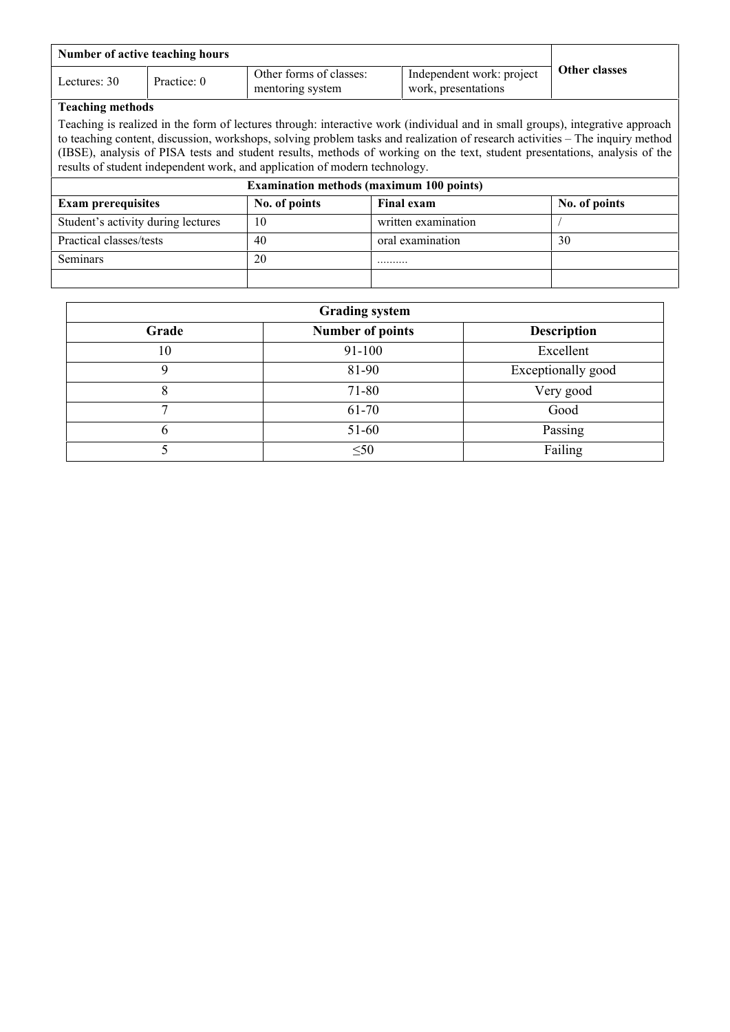| Number of active teaching hours | | | | Other classes |
|---|---|---|---|---|
| Lectures: 30 | Practice: 0 | Other forms of classes: mentoring system | Independent work: project work, presentations | |

**Teaching methods**

Teaching is realized in the form of lectures through: interactive work (individual and in small groups), integrative approach to teaching content, discussion, workshops, solving problem tasks and realization of research activities – The inquiry method (IBSE), analysis of PISA tests and student results, methods of working on the text, student presentations, analysis of the results of student independent work, and application of modern technology.

| Examination methods (maximum 100 points) | | | |
|---|---|---|---|
| **Exam prerequisites** | **No. of points** | **Final exam** | **No. of points** |
| Student's activity during lectures | 10 | written examination | / |
| Practical classes/tests | 40 | oral examination | 30 |
| Seminars | 20 | .......... | |
| | | | |

| Grading system | | |
|---|---|---|
| **Grade** | **Number of points** | **Description** |
| 10 | 91-100 | Excellent |
| 9 | 81-90 | Exceptionally good |
| 8 | 71-80 | Very good |
| 7 | 61-70 | Good |
| 6 | 51-60 | Passing |
| 5 | ≤50 | Failing |